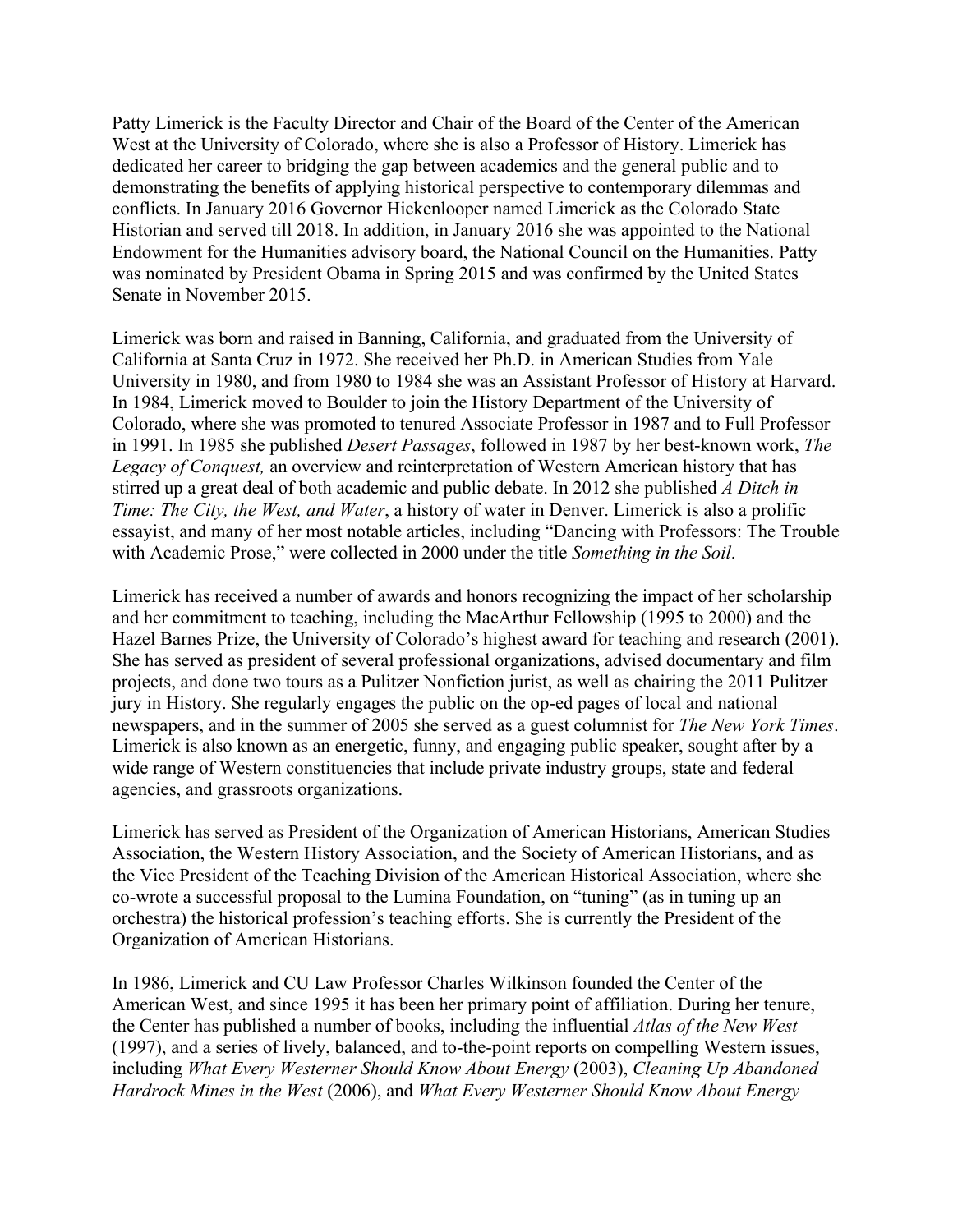Patty Limerick is the Faculty Director and Chair of the Board of the Center of the American West at the University of Colorado, where she is also a Professor of History. Limerick has dedicated her career to bridging the gap between academics and the general public and to demonstrating the benefits of applying historical perspective to contemporary dilemmas and conflicts. In January 2016 Governor Hickenlooper named Limerick as the Colorado State Historian and served till 2018. In addition, in January 2016 she was appointed to the National Endowment for the Humanities advisory board, the National Council on the Humanities. Patty was nominated by President Obama in Spring 2015 and was confirmed by the United States Senate in November 2015.

Limerick was born and raised in Banning, California, and graduated from the University of California at Santa Cruz in 1972. She received her Ph.D. in American Studies from Yale University in 1980, and from 1980 to 1984 she was an Assistant Professor of History at Harvard. In 1984, Limerick moved to Boulder to join the History Department of the University of Colorado, where she was promoted to tenured Associate Professor in 1987 and to Full Professor in 1991. In 1985 she published *Desert Passages*, followed in 1987 by her best-known work, *The Legacy of Conquest,* an overview and reinterpretation of Western American history that has stirred up a great deal of both academic and public debate. In 2012 she published *A Ditch in Time: The City, the West, and Water*, a history of water in Denver. Limerick is also a prolific essayist, and many of her most notable articles, including "Dancing with Professors: The Trouble with Academic Prose," were collected in 2000 under the title *Something in the Soil*.

Limerick has received a number of awards and honors recognizing the impact of her scholarship and her commitment to teaching, including the MacArthur Fellowship (1995 to 2000) and the Hazel Barnes Prize, the University of Colorado's highest award for teaching and research (2001). She has served as president of several professional organizations, advised documentary and film projects, and done two tours as a Pulitzer Nonfiction jurist, as well as chairing the 2011 Pulitzer jury in History. She regularly engages the public on the op-ed pages of local and national newspapers, and in the summer of 2005 she served as a guest columnist for *The New York Times*. Limerick is also known as an energetic, funny, and engaging public speaker, sought after by a wide range of Western constituencies that include private industry groups, state and federal agencies, and grassroots organizations.

Limerick has served as President of the Organization of American Historians, American Studies Association, the Western History Association, and the Society of American Historians, and as the Vice President of the Teaching Division of the American Historical Association, where she co-wrote a successful proposal to the Lumina Foundation, on "tuning" (as in tuning up an orchestra) the historical profession's teaching efforts. She is currently the President of the Organization of American Historians.

In 1986, Limerick and CU Law Professor Charles Wilkinson founded the Center of the American West, and since 1995 it has been her primary point of affiliation. During her tenure, the Center has published a number of books, including the influential *Atlas of the New West* (1997), and a series of lively, balanced, and to-the-point reports on compelling Western issues, including *What Every Westerner Should Know About Energy* (2003), *Cleaning Up Abandoned Hardrock Mines in the West* (2006), and *What Every Westerner Should Know About Energy*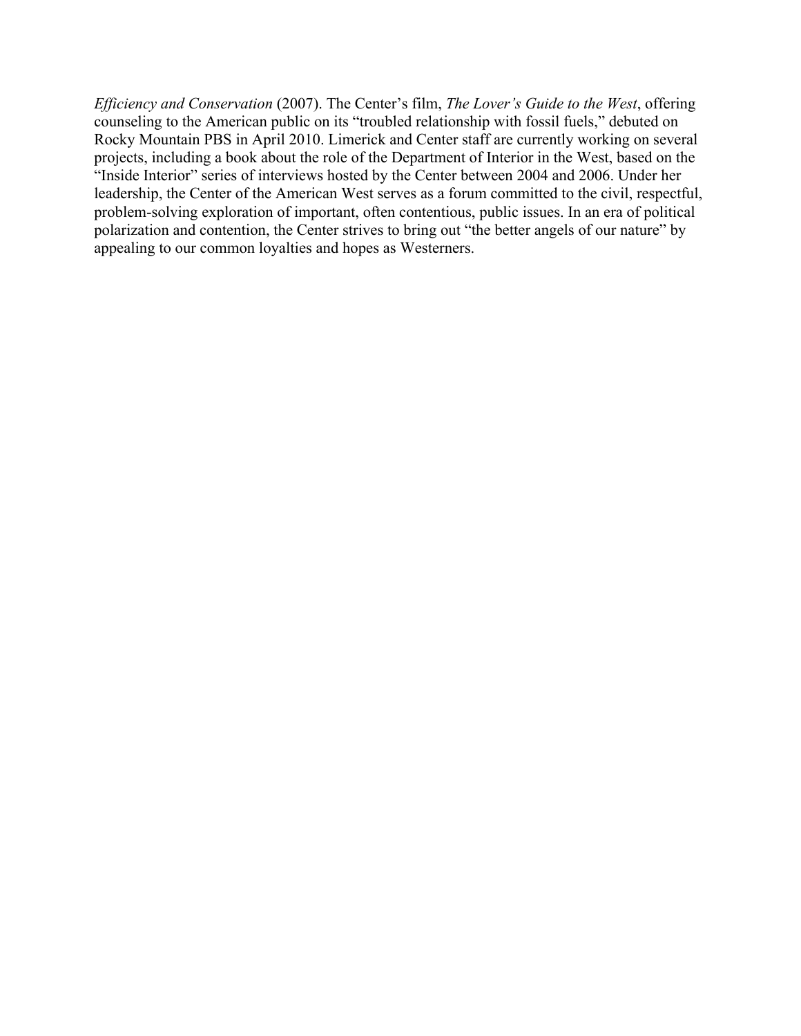*Efficiency and Conservation* (2007). The Center's film, *The Lover's Guide to the West*, offering counseling to the American public on its "troubled relationship with fossil fuels," debuted on Rocky Mountain PBS in April 2010. Limerick and Center staff are currently working on several projects, including a book about the role of the Department of Interior in the West, based on the "Inside Interior" series of interviews hosted by the Center between 2004 and 2006. Under her leadership, the Center of the American West serves as a forum committed to the civil, respectful, problem-solving exploration of important, often contentious, public issues. In an era of political polarization and contention, the Center strives to bring out "the better angels of our nature" by appealing to our common loyalties and hopes as Westerners.